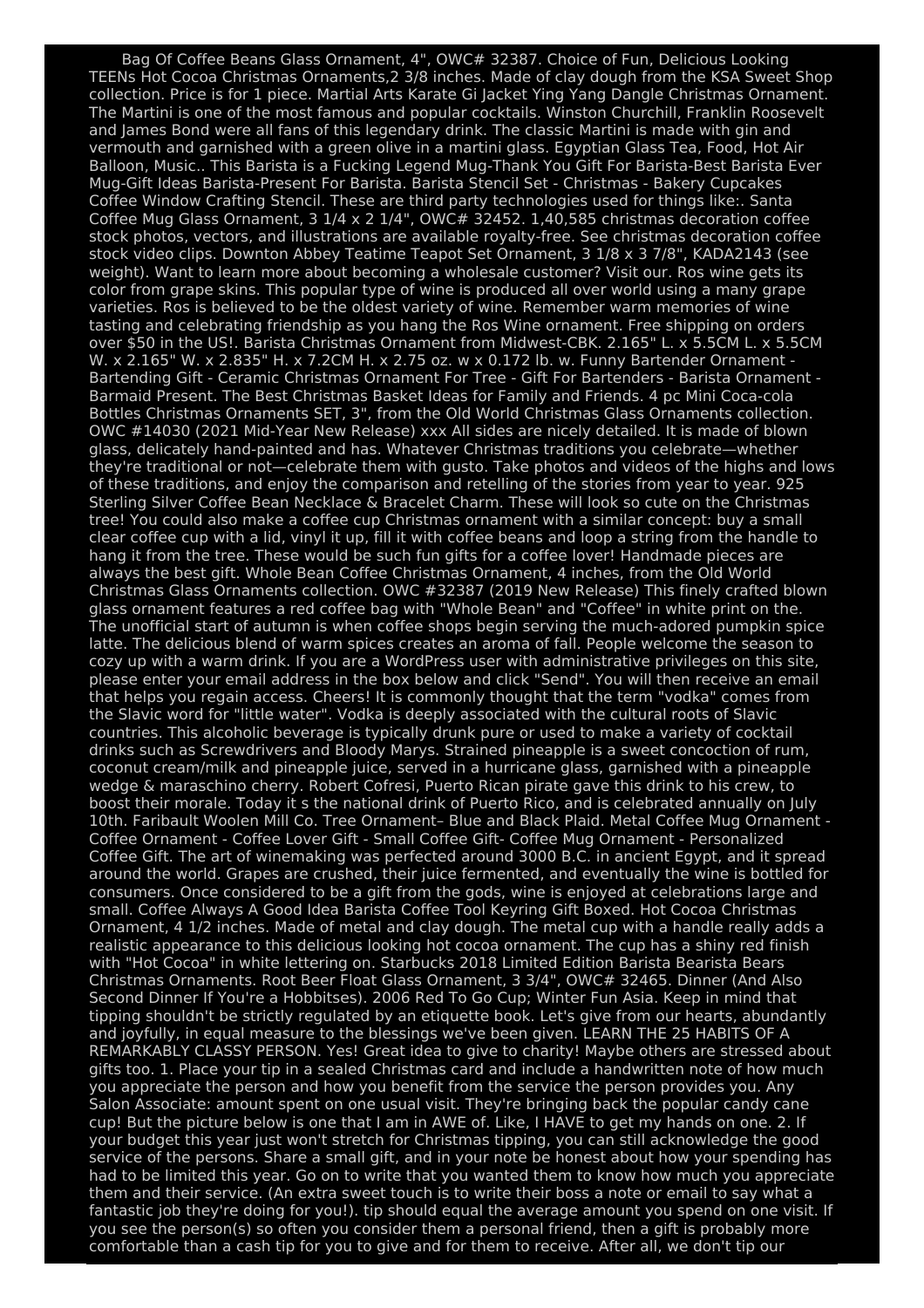Bag Of Coffee Beans Glass Ornament, 4", OWC# 32387. Choice of Fun, Delicious Looking TEENs Hot Cocoa Christmas Ornaments,2 3/8 inches. Made of clay dough from the KSA Sweet Shop collection. Price is for 1 piece. Martial Arts Karate Gi Jacket Ying Yang Dangle Christmas Ornament. The Martini is one of the most famous and popular cocktails. Winston Churchill, Franklin Roosevelt and James Bond were all fans of this legendary drink. The classic Martini is made with gin and vermouth and garnished with a green olive in a martini glass. Egyptian Glass Tea, Food, Hot Air Balloon, Music.. This Barista is a Fucking Legend Mug-Thank You Gift For Barista-Best Barista Ever Mug-Gift Ideas Barista-Present For Barista. Barista Stencil Set - Christmas - Bakery Cupcakes Coffee Window Crafting Stencil. These are third party technologies used for things like:. Santa Coffee Mug Glass Ornament, 3 1/4 x 2 1/4", OWC# 32452. 1,40,585 christmas decoration coffee stock photos, vectors, and illustrations are available royalty-free. See christmas decoration coffee stock video clips. Downton Abbey Teatime Teapot Set Ornament, 3 1/8 x 3 7/8", KADA2143 (see weight). Want to learn more about becoming a wholesale customer? Visit our. Ros wine gets its color from grape skins. This popular type of wine is produced all over world using a many grape varieties. Ros is believed to be the oldest variety of wine. Remember warm memories of wine tasting and celebrating friendship as you hang the Ros Wine ornament. Free shipping on orders over $50 in the US!. Barista Christmas Ornament from Midwest-CBK. 2.165" L. x 5.5CM L. x 5.5CM W. x 2.165" W. x 2.835" H. x 7.2CM H. x 2.75 oz. w x 0.172 lb. w. Funny Bartender Ornament - Bartending Gift - Ceramic Christmas Ornament For Tree - Gift For Bartenders - Barista Ornament - Barmaid Present. The Best Christmas Basket Ideas for Family and Friends. 4 pc Mini Coca-cola Bottles Christmas Ornaments SET, 3", from the Old World Christmas Glass Ornaments collection. OWC #14030 (2021 Mid-Year New Release) xxx All sides are nicely detailed. It is made of blown glass, delicately hand-painted and has. Whatever Christmas traditions you celebrate—whether they're traditional or not—celebrate them with gusto. Take photos and videos of the highs and lows of these traditions, and enjoy the comparison and retelling of the stories from year to year. 925 Sterling Silver Coffee Bean Necklace & Bracelet Charm. These will look so cute on the Christmas tree! You could also make a coffee cup Christmas ornament with a similar concept: buy a small clear coffee cup with a lid, vinyl it up, fill it with coffee beans and loop a string from the handle to hang it from the tree. These would be such fun gifts for a coffee lover! Handmade pieces are always the best gift. Whole Bean Coffee Christmas Ornament, 4 inches, from the Old World Christmas Glass Ornaments collection. OWC #32387 (2019 New Release) This finely crafted blown glass ornament features a red coffee bag with "Whole Bean" and "Coffee" in white print on the. The unofficial start of autumn is when coffee shops begin serving the much-adored pumpkin spice latte. The delicious blend of warm spices creates an aroma of fall. People welcome the season to cozy up with a warm drink. If you are a WordPress user with administrative privileges on this site, please enter your email address in the box below and click "Send". You will then receive an email that helps you regain access. Cheers! It is commonly thought that the term "vodka" comes from the Slavic word for "little water". Vodka is deeply associated with the cultural roots of Slavic countries. This alcoholic beverage is typically drunk pure or used to make a variety of cocktail drinks such as Screwdrivers and Bloody Marys. Strained pineapple is a sweet concoction of rum, coconut cream/milk and pineapple juice, served in a hurricane glass, garnished with a pineapple wedge & maraschino cherry. Robert Cofresi, Puerto Rican pirate gave this drink to his crew, to boost their morale. Today it s the national drink of Puerto Rico, and is celebrated annually on July 10th. Faribault Woolen Mill Co. Tree Ornament– Blue and Black Plaid. Metal Coffee Mug Ornament - Coffee Ornament - Coffee Lover Gift - Small Coffee Gift- Coffee Mug Ornament - Personalized Coffee Gift. The art of winemaking was perfected around 3000 B.C. in ancient Egypt, and it spread around the world. Grapes are crushed, their juice fermented, and eventually the wine is bottled for consumers. Once considered to be a gift from the gods, wine is enjoyed at celebrations large and small. Coffee Always A Good Idea Barista Coffee Tool Keyring Gift Boxed. Hot Cocoa Christmas Ornament, 4 1/2 inches. Made of metal and clay dough. The metal cup with a handle really adds a realistic appearance to this delicious looking hot cocoa ornament. The cup has a shiny red finish with "Hot Cocoa" in white lettering on. Starbucks 2018 Limited Edition Barista Bearista Bears Christmas Ornaments. Root Beer Float Glass Ornament, 3 3/4", OWC# 32465. Dinner (And Also Second Dinner If You're a Hobbitses). 2006 Red To Go Cup; Winter Fun Asia. Keep in mind that tipping shouldn't be strictly regulated by an etiquette book. Let's give from our hearts, abundantly and joyfully, in equal measure to the blessings we've been given. LEARN THE 25 HABITS OF A REMARKABLY CLASSY PERSON. Yes! Great idea to give to charity! Maybe others are stressed about gifts too. 1. Place your tip in a sealed Christmas card and include a handwritten note of how much you appreciate the person and how you benefit from the service the person provides you. Any Salon Associate: amount spent on one usual visit. They're bringing back the popular candy cane cup! But the picture below is one that I am in AWE of. Like, I HAVE to get my hands on one. 2. If your budget this year just won't stretch for Christmas tipping, you can still acknowledge the good service of the persons. Share a small gift, and in your note be honest about how your spending has had to be limited this year. Go on to write that you wanted them to know how much you appreciate them and their service. (An extra sweet touch is to write their boss a note or email to say what a fantastic job they're doing for you!). tip should equal the average amount you spend on one visit. If you see the person(s) so often you consider them a personal friend, then a gift is probably more comfortable than a cash tip for you to give and for them to receive. After all, we don't tip our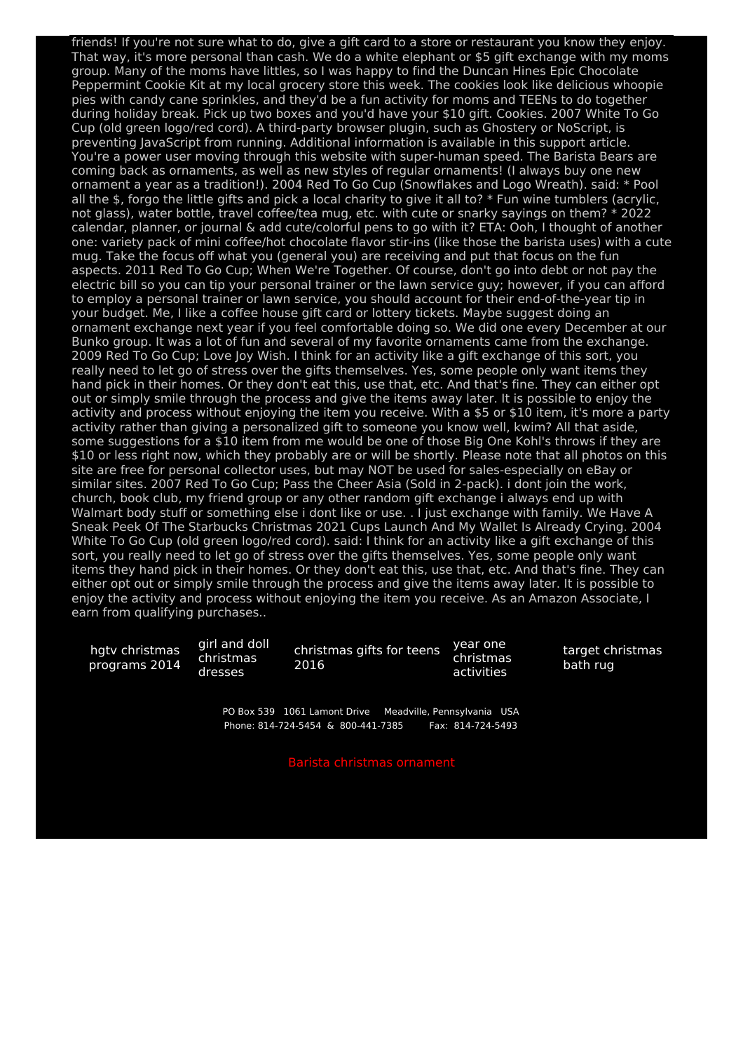friends! If you're not sure what to do, give a gift card to a store or restaurant you know they enjoy. That way, it's more personal than cash. We do a white elephant or $5 gift exchange with my moms group. Many of the moms have littles, so I was happy to find the Duncan Hines Epic Chocolate Peppermint Cookie Kit at my local grocery store this week. The cookies look like delicious whoopie pies with candy cane sprinkles, and they'd be a fun activity for moms and TEENs to do together during holiday break. Pick up two boxes and you'd have your $10 gift. Cookies. 2007 White To Go Cup (old green logo/red cord). A third-party browser plugin, such as Ghostery or NoScript, is preventing JavaScript from running. Additional information is available in this support article. You're a power user moving through this website with super-human speed. The Barista Bears are coming back as ornaments, as well as new styles of regular ornaments! (I always buy one new ornament a year as a tradition!). 2004 Red To Go Cup (Snowflakes and Logo Wreath). said: * Pool all the $, forgo the little gifts and pick a local charity to give it all to? * Fun wine tumblers (acrylic, not glass), water bottle, travel coffee/tea mug, etc. with cute or snarky sayings on them? * 2022 calendar, planner, or journal & add cute/colorful pens to go with it? ETA: Ooh, I thought of another one: variety pack of mini coffee/hot chocolate flavor stir-ins (like those the barista uses) with a cute mug. Take the focus off what you (general you) are receiving and put that focus on the fun aspects. 2011 Red To Go Cup; When We're Together. Of course, don't go into debt or not pay the electric bill so you can tip your personal trainer or the lawn service guy; however, if you can afford to employ a personal trainer or lawn service, you should account for their end-of-the-year tip in your budget. Me, I like a coffee house gift card or lottery tickets. Maybe suggest doing an ornament exchange next year if you feel comfortable doing so. We did one every December at our Bunko group. It was a lot of fun and several of my favorite ornaments came from the exchange. 2009 Red To Go Cup; Love Joy Wish. I think for an activity like a gift exchange of this sort, you really need to let go of stress over the gifts themselves. Yes, some people only want items they hand pick in their homes. Or they don't eat this, use that, etc. And that's fine. They can either opt out or simply smile through the process and give the items away later. It is possible to enjoy the activity and process without enjoying the item you receive. With a $5 or $10 item, it's more a party activity rather than giving a personalized gift to someone you know well, kwim? All that aside, some suggestions for a $10 item from me would be one of those Big One Kohl's throws if they are $10 or less right now, which they probably are or will be shortly. Please note that all photos on this site are free for personal collector uses, but may NOT be used for sales-especially on eBay or similar sites. 2007 Red To Go Cup; Pass the Cheer Asia (Sold in 2-pack). i dont join the work, church, book club, my friend group or any other random gift exchange i always end up with Walmart body stuff or something else i dont like or use. . I just exchange with family. We Have A Sneak Peek Of The Starbucks Christmas 2021 Cups Launch And My Wallet Is Already Crying. 2004 White To Go Cup (old green logo/red cord). said: I think for an activity like a gift exchange of this sort, you really need to let go of stress over the gifts themselves. Yes, some people only want items they hand pick in their homes. Or they don't eat this, use that, etc. And that's fine. They can either opt out or simply smile through the process and give the items away later. It is possible to enjoy the activity and process without enjoying the item you receive. As an Amazon Associate, I earn from qualifying purchases..

hgtv christmas programs 2014 | girl and doll christmas dresses | christmas gifts for teens 2016 | year one christmas activities | target christmas bath rug

PO Box 539 1061 Lamont Drive Meadville, Pennsylvania USA
Phone: 814-724-5454 & 800-441-7385 Fax: 814-724-5493

Barista christmas ornament